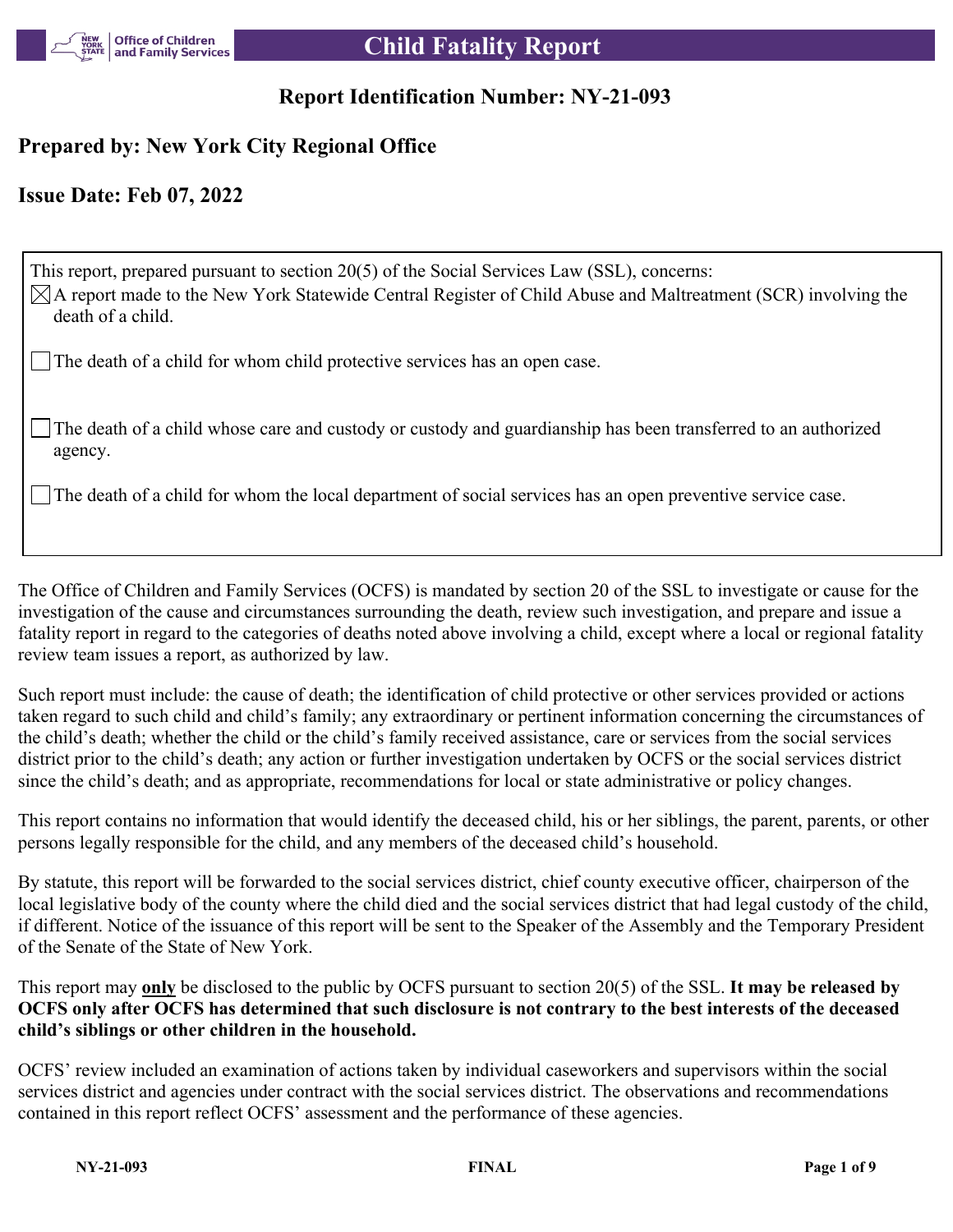# Child Fatality Report

## Report Identification Number: NY-21-093

### Prepared by: New York City Regional Office

### Issue Date: Feb 07, 2022

This report, prepared pursuant to section 20(5) of the Social Services Law (SSL), concerns:

- [x] A report made to the New York Statewide Central Register of Child Abuse and Maltreatment (SCR) involving the death of a child.
- [ ] The death of a child for whom child protective services has an open case.
- [ ] The death of a child whose care and custody or custody and guardianship has been transferred to an authorized agency.
- [ ] The death of a child for whom the local department of social services has an open preventive service case.

The Office of Children and Family Services (OCFS) is mandated by section 20 of the SSL to investigate or cause for the investigation of the cause and circumstances surrounding the death, review such investigation, and prepare and issue a fatality report in regard to the categories of deaths noted above involving a child, except where a local or regional fatality review team issues a report, as authorized by law.

Such report must include: the cause of death; the identification of child protective or other services provided or actions taken regard to such child and child's family; any extraordinary or pertinent information concerning the circumstances of the child's death; whether the child or the child's family received assistance, care or services from the social services district prior to the child's death; any action or further investigation undertaken by OCFS or the social services district since the child's death; and as appropriate, recommendations for local or state administrative or policy changes.

This report contains no information that would identify the deceased child, his or her siblings, the parent, parents, or other persons legally responsible for the child, and any members of the deceased child's household.

By statute, this report will be forwarded to the social services district, chief county executive officer, chairperson of the local legislative body of the county where the child died and the social services district that had legal custody of the child, if different. Notice of the issuance of this report will be sent to the Speaker of the Assembly and the Temporary President of the Senate of the State of New York.

This report may **only** be disclosed to the public by OCFS pursuant to section 20(5) of the SSL. **It may be released by OCFS only after OCFS has determined that such disclosure is not contrary to the best interests of the deceased child's siblings or other children in the household.**

OCFS' review included an examination of actions taken by individual caseworkers and supervisors within the social services district and agencies under contract with the social services district. The observations and recommendations contained in this report reflect OCFS' assessment and the performance of these agencies.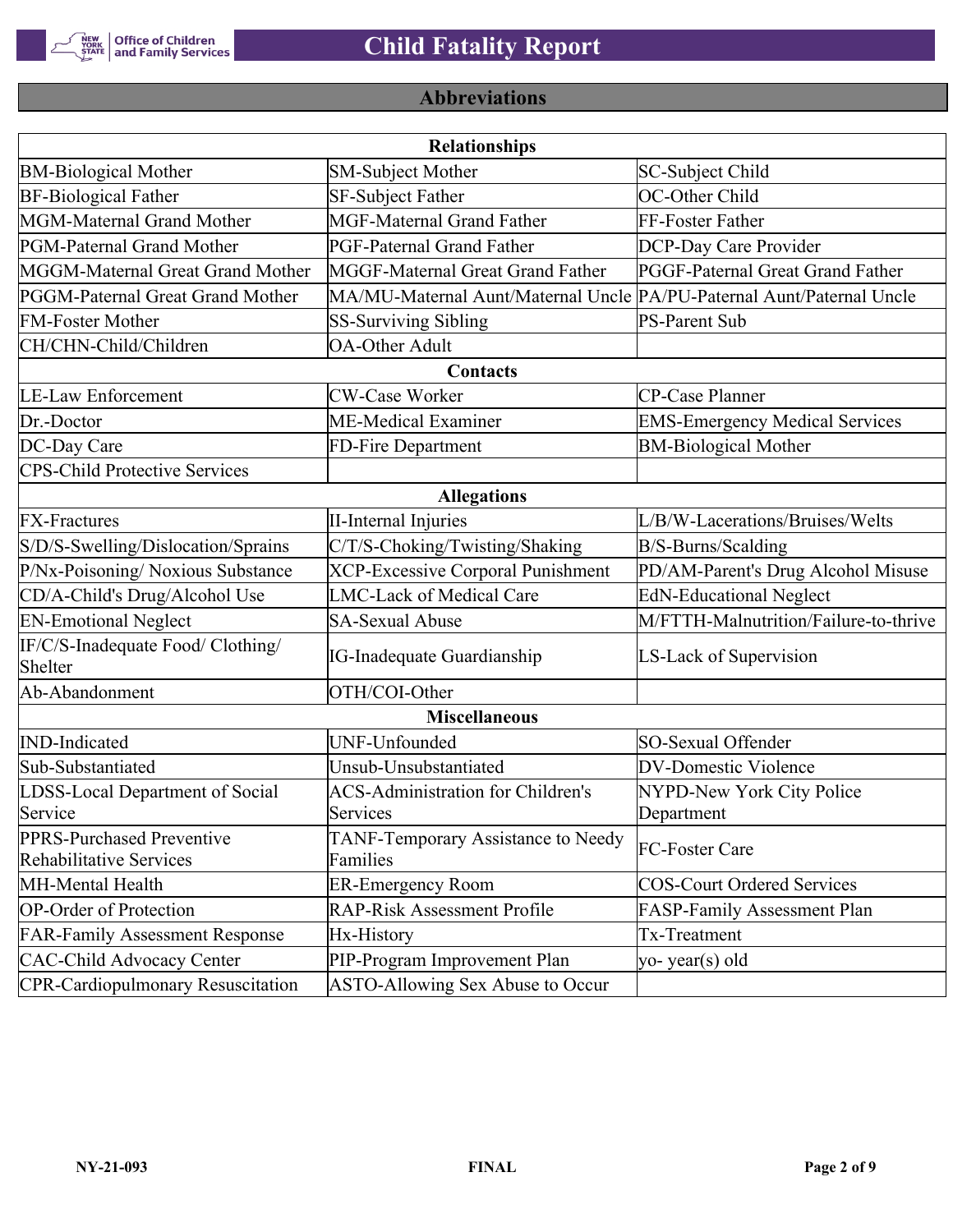# Child Fatality Report

## Abbreviations

| Relationships | | |
|---|---|---|
| BM-Biological Mother | SM-Subject Mother | SC-Subject Child |
| BF-Biological Father | SF-Subject Father | OC-Other Child |
| MGM-Maternal Grand Mother | MGF-Maternal Grand Father | FF-Foster Father |
| PGM-Paternal Grand Mother | PGF-Paternal Grand Father | DCP-Day Care Provider |
| MGGM-Maternal Great Grand Mother | MGGF-Maternal Great Grand Father | PGGF-Paternal Great Grand Father |
| PGGM-Paternal Great Grand Mother | MA/MU-Maternal Aunt/Maternal Uncle | PA/PU-Paternal Aunt/Paternal Uncle |
| FM-Foster Mother | SS-Surviving Sibling | PS-Parent Sub |
| CH/CHN-Child/Children | OA-Other Adult | |
| **Contacts** | | |
| LE-Law Enforcement | CW-Case Worker | CP-Case Planner |
| Dr.-Doctor | ME-Medical Examiner | EMS-Emergency Medical Services |
| DC-Day Care | FD-Fire Department | BM-Biological Mother |
| CPS-Child Protective Services | | |
| **Allegations** | | |
| FX-Fractures | II-Internal Injuries | L/B/W-Lacerations/Bruises/Welts |
| S/D/S-Swelling/Dislocation/Sprains | C/T/S-Choking/Twisting/Shaking | B/S-Burns/Scalding |
| P/Nx-Poisoning/ Noxious Substance | XCP-Excessive Corporal Punishment | PD/AM-Parent's Drug Alcohol Misuse |
| CD/A-Child's Drug/Alcohol Use | LMC-Lack of Medical Care | EdN-Educational Neglect |
| EN-Emotional Neglect | SA-Sexual Abuse | M/FTTH-Malnutrition/Failure-to-thrive |
| IF/C/S-Inadequate Food/ Clothing/ Shelter | IG-Inadequate Guardianship | LS-Lack of Supervision |
| Ab-Abandonment | OTH/COI-Other | |
| **Miscellaneous** | | |
| IND-Indicated | UNF-Unfounded | SO-Sexual Offender |
| Sub-Substantiated | Unsub-Unsubstantiated | DV-Domestic Violence |
| LDSS-Local Department of Social Service | ACS-Administration for Children's Services | NYPD-New York City Police Department |
| PPRS-Purchased Preventive Rehabilitative Services | TANF-Temporary Assistance to Needy Families | FC-Foster Care |
| MH-Mental Health | ER-Emergency Room | COS-Court Ordered Services |
| OP-Order of Protection | RAP-Risk Assessment Profile | FASP-Family Assessment Plan |
| FAR-Family Assessment Response | Hx-History | Tx-Treatment |
| CAC-Child Advocacy Center | PIP-Program Improvement Plan | yo- year(s) old |
| CPR-Cardiopulmonary Resuscitation | ASTO-Allowing Sex Abuse to Occur | |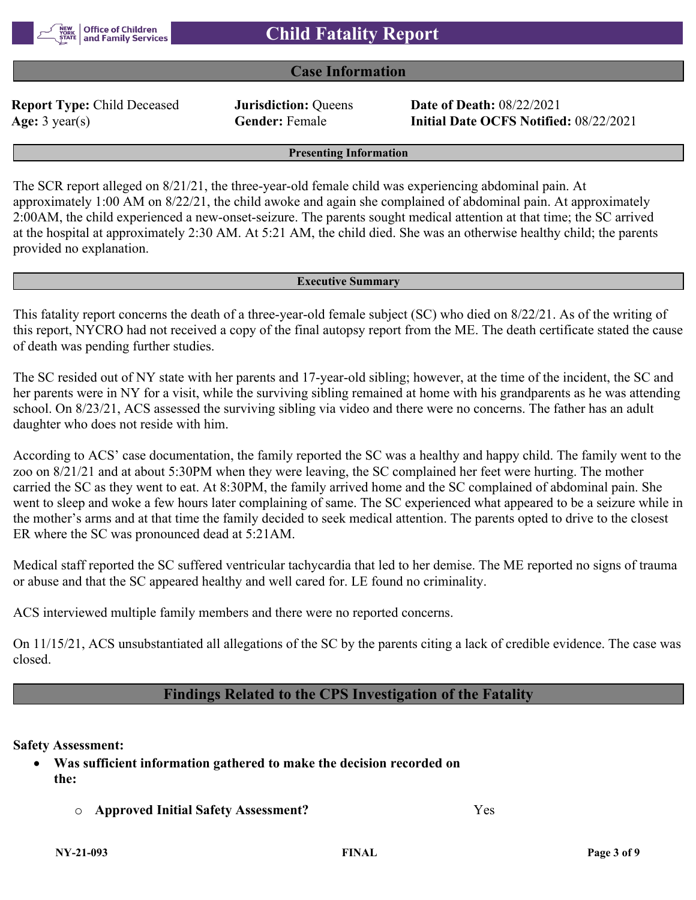# Child Fatality Report

## Case Information

**Report Type:** Child Deceased
**Age:** 3 year(s)

**Jurisdiction:** Queens
**Gender:** Female

**Date of Death:** 08/22/2021
**Initial Date OCFS Notified:** 08/22/2021

### Presenting Information

The SCR report alleged on 8/21/21, the three-year-old female child was experiencing abdominal pain. At approximately 1:00 AM on 8/22/21, the child awoke and again she complained of abdominal pain. At approximately 2:00AM, the child experienced a new-onset-seizure. The parents sought medical attention at that time; the SC arrived at the hospital at approximately 2:30 AM. At 5:21 AM, the child died. She was an otherwise healthy child; the parents provided no explanation.

### Executive Summary

This fatality report concerns the death of a three-year-old female subject (SC) who died on 8/22/21. As of the writing of this report, NYCRO had not received a copy of the final autopsy report from the ME. The death certificate stated the cause of death was pending further studies.

The SC resided out of NY state with her parents and 17-year-old sibling; however, at the time of the incident, the SC and her parents were in NY for a visit, while the surviving sibling remained at home with his grandparents as he was attending school. On 8/23/21, ACS assessed the surviving sibling via video and there were no concerns. The father has an adult daughter who does not reside with him.

According to ACS' case documentation, the family reported the SC was a healthy and happy child. The family went to the zoo on 8/21/21 and at about 5:30PM when they were leaving, the SC complained her feet were hurting. The mother carried the SC as they went to eat. At 8:30PM, the family arrived home and the SC complained of abdominal pain. She went to sleep and woke a few hours later complaining of same. The SC experienced what appeared to be a seizure while in the mother's arms and at that time the family decided to seek medical attention. The parents opted to drive to the closest ER where the SC was pronounced dead at 5:21AM.

Medical staff reported the SC suffered ventricular tachycardia that led to her demise. The ME reported no signs of trauma or abuse and that the SC appeared healthy and well cared for. LE found no criminality.

ACS interviewed multiple family members and there were no reported concerns.

On 11/15/21, ACS unsubstantiated all allegations of the SC by the parents citing a lack of credible evidence. The case was closed.

## Findings Related to the CPS Investigation of the Fatality

**Safety Assessment:**

- **Was sufficient information gathered to make the decision recorded on the:**
  - **Approved Initial Safety Assessment?** Yes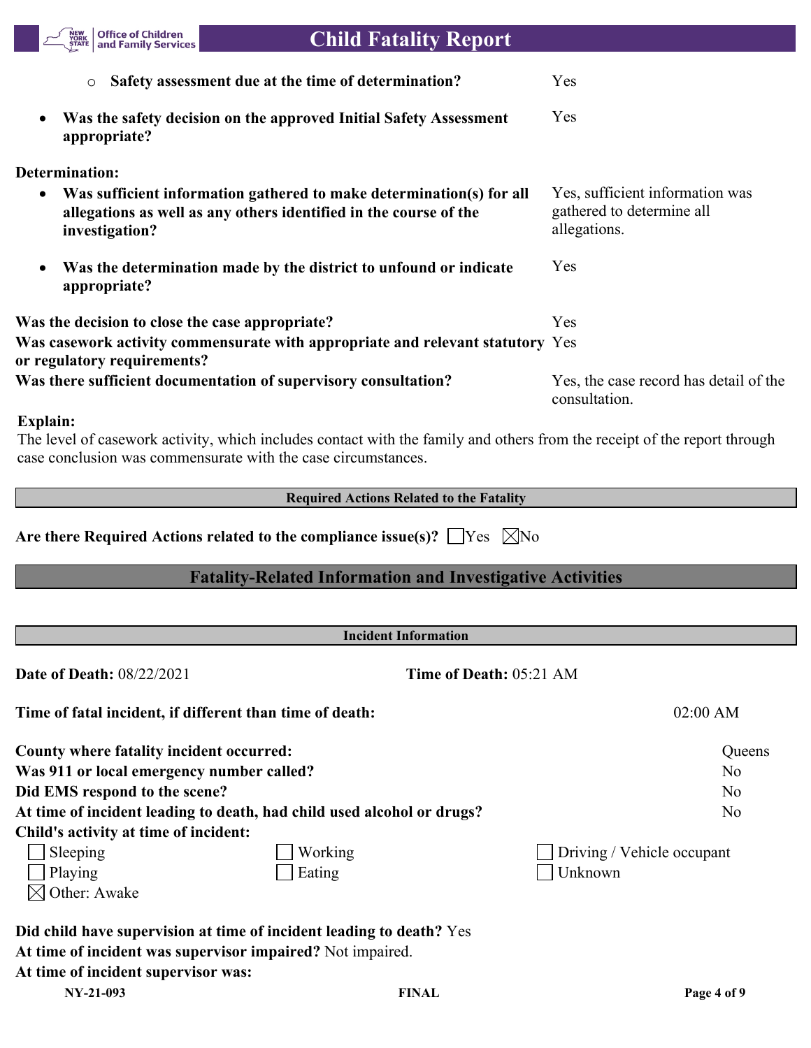- Safety assessment due at the time of determination? Yes

- **Was the safety decision on the approved Initial Safety Assessment appropriate?** Yes

**Determination:**

- **Was sufficient information gathered to make determination(s) for all allegations as well as any others identified in the course of the investigation?** Yes, sufficient information was gathered to determine all allegations.

- **Was the determination made by the district to unfound or indicate appropriate?** Yes

**Was the decision to close the case appropriate?** Yes

**Was casework activity commensurate with appropriate and relevant statutory or regulatory requirements?** Yes

**Was there sufficient documentation of supervisory consultation?** Yes, the case record has detail of the consultation.

**Explain:**

The level of casework activity, which includes contact with the family and others from the receipt of the report through case conclusion was commensurate with the case circumstances.

### Required Actions Related to the Fatality

**Are there Required Actions related to the compliance issue(s)?** ☐ Yes ☒ No

## Fatality-Related Information and Investigative Activities

### Incident Information

**Date of Death:** 08/22/2021 **Time of Death:** 05:21 AM

**Time of fatal incident, if different than time of death:** 02:00 AM

**County where fatality incident occurred:** Queens

**Was 911 or local emergency number called?** No

**Did EMS respond to the scene?** No

**At time of incident leading to death, had child used alcohol or drugs?** No

**Child's activity at time of incident:**

☐ Sleeping ☐ Working ☐ Driving / Vehicle occupant
☐ Playing ☐ Eating ☐ Unknown
☒ Other: Awake

**Did child have supervision at time of incident leading to death?** Yes

**At time of incident was supervisor impaired?** Not impaired.

**At time of incident supervisor was:**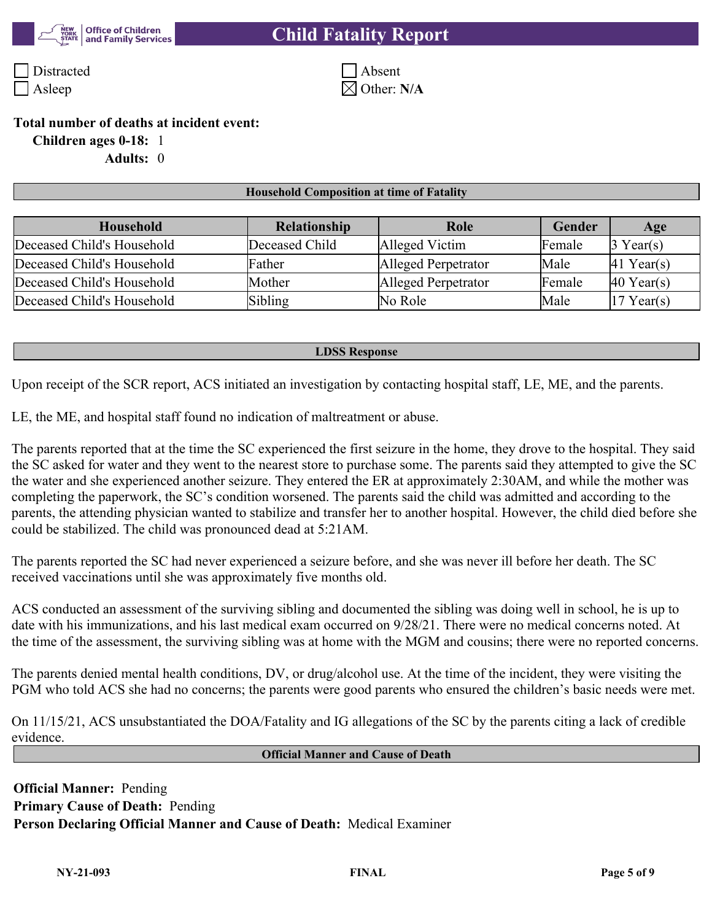- [ ] Distracted
- [ ] Asleep
- [ ] Absent
- [x] Other: **N/A**

**Total number of deaths at incident event:**

**Children ages 0-18:** 1

**Adults:** 0

### Household Composition at time of Fatality

| Household | Relationship | Role | Gender | Age |
|---|---|---|---|---|
| Deceased Child's Household | Deceased Child | Alleged Victim | Female | 3 Year(s) |
| Deceased Child's Household | Father | Alleged Perpetrator | Male | 41 Year(s) |
| Deceased Child's Household | Mother | Alleged Perpetrator | Female | 40 Year(s) |
| Deceased Child's Household | Sibling | No Role | Male | 17 Year(s) |

### LDSS Response

Upon receipt of the SCR report, ACS initiated an investigation by contacting hospital staff, LE, ME, and the parents.

LE, the ME, and hospital staff found no indication of maltreatment or abuse.

The parents reported that at the time the SC experienced the first seizure in the home, they drove to the hospital. They said the SC asked for water and they went to the nearest store to purchase some. The parents said they attempted to give the SC the water and she experienced another seizure. They entered the ER at approximately 2:30AM, and while the mother was completing the paperwork, the SC's condition worsened. The parents said the child was admitted and according to the parents, the attending physician wanted to stabilize and transfer her to another hospital. However, the child died before she could be stabilized. The child was pronounced dead at 5:21AM.

The parents reported the SC had never experienced a seizure before, and she was never ill before her death. The SC received vaccinations until she was approximately five months old.

ACS conducted an assessment of the surviving sibling and documented the sibling was doing well in school, he is up to date with his immunizations, and his last medical exam occurred on 9/28/21. There were no medical concerns noted. At the time of the assessment, the surviving sibling was at home with the MGM and cousins; there were no reported concerns.

The parents denied mental health conditions, DV, or drug/alcohol use. At the time of the incident, they were visiting the PGM who told ACS she had no concerns; the parents were good parents who ensured the children's basic needs were met.

On 11/15/21, ACS unsubstantiated the DOA/Fatality and IG allegations of the SC by the parents citing a lack of credible evidence.

### Official Manner and Cause of Death

**Official Manner:** Pending

**Primary Cause of Death:** Pending

**Person Declaring Official Manner and Cause of Death:** Medical Examiner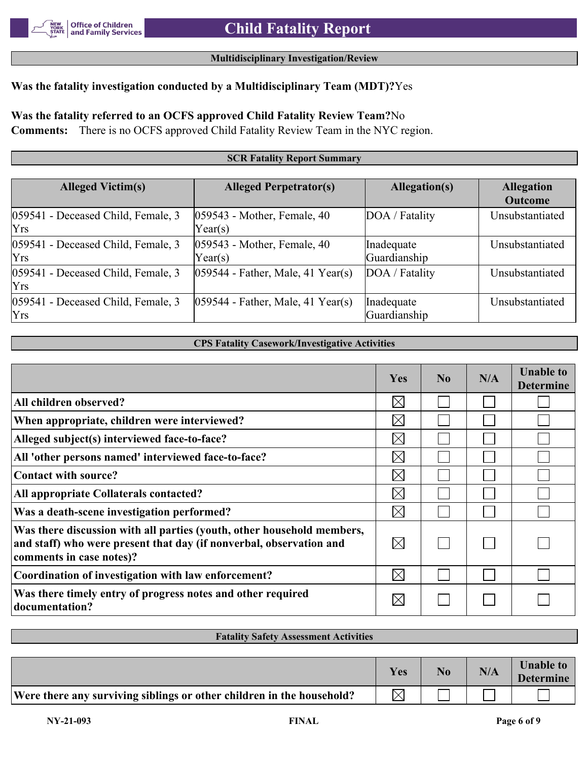## Multidisciplinary Investigation/Review

**Was the fatality investigation conducted by a Multidisciplinary Team (MDT)?** Yes

**Was the fatality referred to an OCFS approved Child Fatality Review Team?** No

**Comments:** There is no OCFS approved Child Fatality Review Team in the NYC region.

## SCR Fatality Report Summary

| Alleged Victim(s) | Alleged Perpetrator(s) | Allegation(s) | Allegation Outcome |
|---|---|---|---|
| 059541 - Deceased Child, Female, 3 Yrs | 059543 - Mother, Female, 40 Year(s) | DOA / Fatality | Unsubstantiated |
| 059541 - Deceased Child, Female, 3 Yrs | 059543 - Mother, Female, 40 Year(s) | Inadequate Guardianship | Unsubstantiated |
| 059541 - Deceased Child, Female, 3 Yrs | 059544 - Father, Male, 41 Year(s) | DOA / Fatality | Unsubstantiated |
| 059541 - Deceased Child, Female, 3 Yrs | 059544 - Father, Male, 41 Year(s) | Inadequate Guardianship | Unsubstantiated |

## CPS Fatality Casework/Investigative Activities

| | Yes | No | N/A | Unable to Determine |
|---|---|---|---|---|
| All children observed? | ☒ | ☐ | ☐ | ☐ |
| When appropriate, children were interviewed? | ☒ | ☐ | ☐ | ☐ |
| Alleged subject(s) interviewed face-to-face? | ☒ | ☐ | ☐ | ☐ |
| All 'other persons named' interviewed face-to-face? | ☒ | ☐ | ☐ | ☐ |
| Contact with source? | ☒ | ☐ | ☐ | ☐ |
| All appropriate Collaterals contacted? | ☒ | ☐ | ☐ | ☐ |
| Was a death-scene investigation performed? | ☒ | ☐ | ☐ | ☐ |
| Was there discussion with all parties (youth, other household members, and staff) who were present that day (if nonverbal, observation and comments in case notes)? | ☒ | ☐ | ☐ | ☐ |
| Coordination of investigation with law enforcement? | ☒ | ☐ | ☐ | ☐ |
| Was there timely entry of progress notes and other required documentation? | ☒ | ☐ | ☐ | ☐ |

## Fatality Safety Assessment Activities

| | Yes | No | N/A | Unable to Determine |
|---|---|---|---|---|
| Were there any surviving siblings or other children in the household? | ☒ | ☐ | ☐ | ☐ |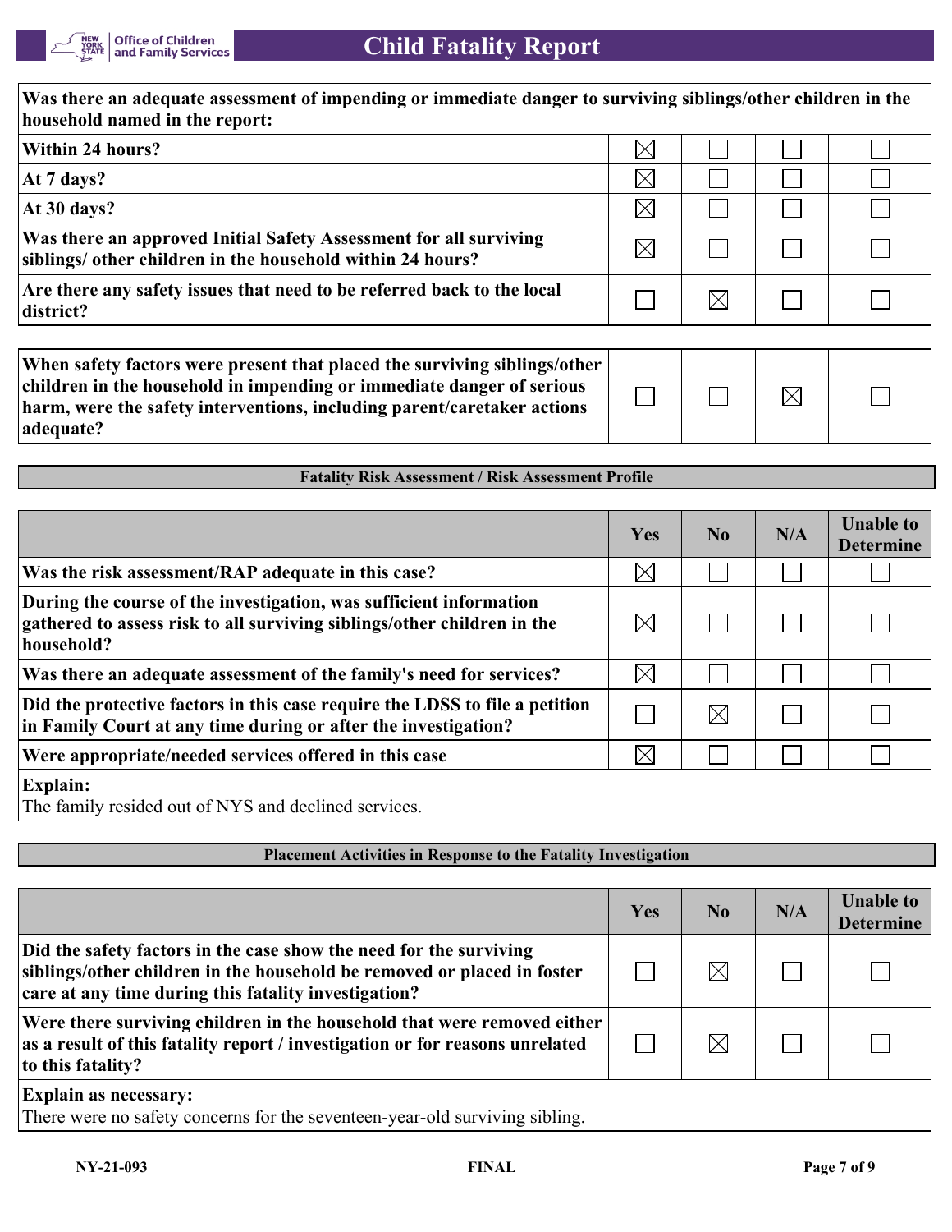| Was there an adequate assessment of impending or immediate danger to surviving siblings/other children in the household named in the report: | | | | |
|---|---|---|---|---|
| Within 24 hours? | ☒ | ☐ | ☐ | ☐ |
| At 7 days? | ☒ | ☐ | ☐ | ☐ |
| At 30 days? | ☒ | ☐ | ☐ | ☐ |
| Was there an approved Initial Safety Assessment for all surviving siblings/ other children in the household within 24 hours? | ☒ | ☐ | ☐ | ☐ |
| Are there any safety issues that need to be referred back to the local district? | ☐ | ☒ | ☐ | ☐ |

| | | | | |
|---|---|---|---|---|
| When safety factors were present that placed the surviving siblings/other children in the household in impending or immediate danger of serious harm, were the safety interventions, including parent/caretaker actions adequate? | ☐ | ☐ | ☒ | ☐ |

**Fatality Risk Assessment / Risk Assessment Profile**

| | Yes | No | N/A | Unable to Determine |
|---|---|---|---|---|
| Was the risk assessment/RAP adequate in this case? | ☒ | ☐ | ☐ | ☐ |
| During the course of the investigation, was sufficient information gathered to assess risk to all surviving siblings/other children in the household? | ☒ | ☐ | ☐ | ☐ |
| Was there an adequate assessment of the family's need for services? | ☒ | ☐ | ☐ | ☐ |
| Did the protective factors in this case require the LDSS to file a petition in Family Court at any time during or after the investigation? | ☐ | ☒ | ☐ | ☐ |
| Were appropriate/needed services offered in this case | ☒ | ☐ | ☐ | ☐ |

**Explain:**
The family resided out of NYS and declined services.

**Placement Activities in Response to the Fatality Investigation**

| | Yes | No | N/A | Unable to Determine |
|---|---|---|---|---|
| Did the safety factors in the case show the need for the surviving siblings/other children in the household be removed or placed in foster care at any time during this fatality investigation? | ☐ | ☒ | ☐ | ☐ |
| Were there surviving children in the household that were removed either as a result of this fatality report / investigation or for reasons unrelated to this fatality? | ☐ | ☒ | ☐ | ☐ |

**Explain as necessary:**
There were no safety concerns for the seventeen-year-old surviving sibling.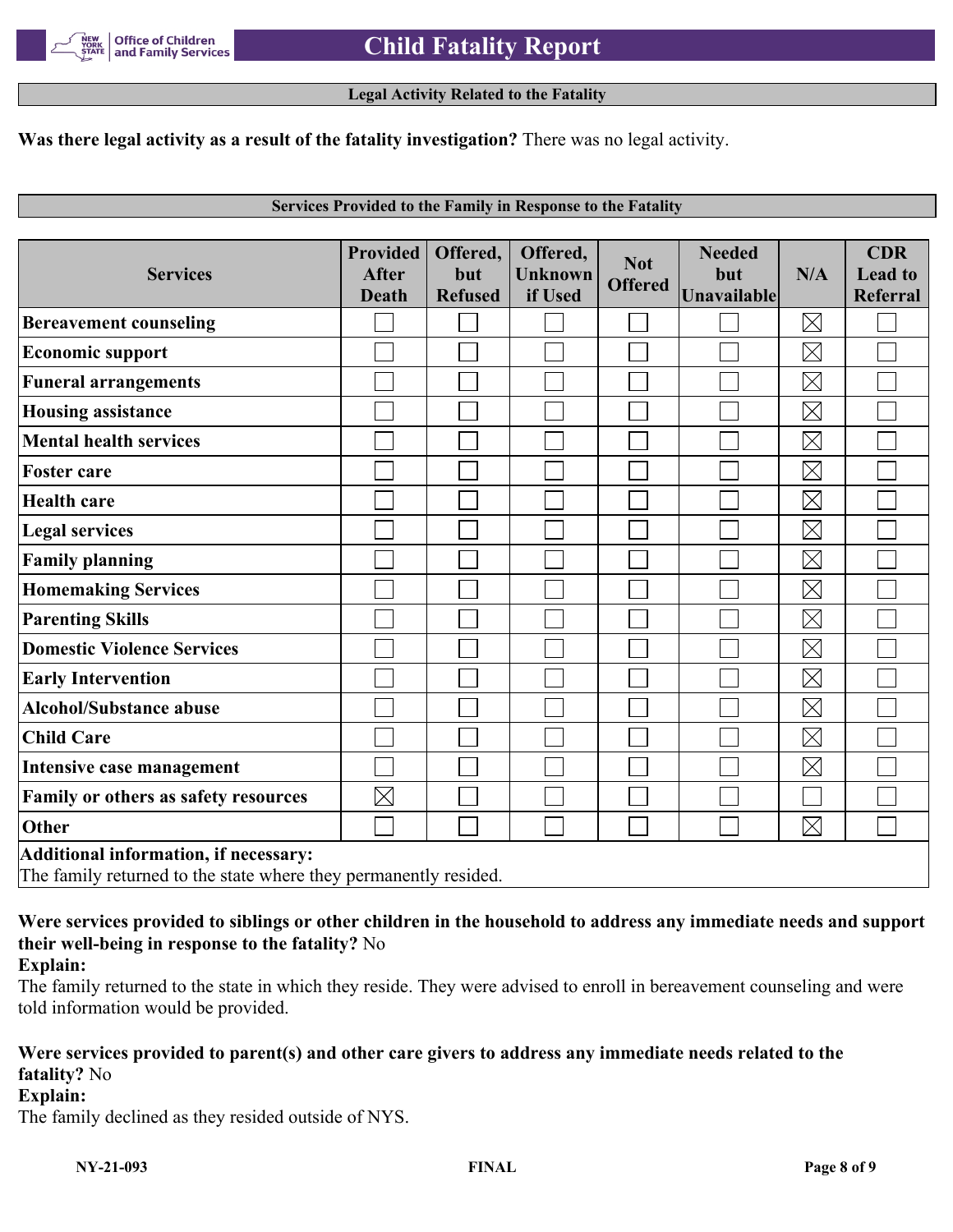## Legal Activity Related to the Fatality

**Was there legal activity as a result of the fatality investigation?** There was no legal activity.

## Services Provided to the Family in Response to the Fatality

| Services | Provided After Death | Offered, but Refused | Offered, Unknown if Used | Not Offered | Needed but Unavailable | N/A | CDR Lead to Referral |
|---|---|---|---|---|---|---|---|
| **Bereavement counseling** | ☐ | ☐ | ☐ | ☐ | ☐ | ☒ | ☐ |
| **Economic support** | ☐ | ☐ | ☐ | ☐ | ☐ | ☒ | ☐ |
| **Funeral arrangements** | ☐ | ☐ | ☐ | ☐ | ☐ | ☒ | ☐ |
| **Housing assistance** | ☐ | ☐ | ☐ | ☐ | ☐ | ☒ | ☐ |
| **Mental health services** | ☐ | ☐ | ☐ | ☐ | ☐ | ☒ | ☐ |
| **Foster care** | ☐ | ☐ | ☐ | ☐ | ☐ | ☒ | ☐ |
| **Health care** | ☐ | ☐ | ☐ | ☐ | ☐ | ☒ | ☐ |
| **Legal services** | ☐ | ☐ | ☐ | ☐ | ☐ | ☒ | ☐ |
| **Family planning** | ☐ | ☐ | ☐ | ☐ | ☐ | ☒ | ☐ |
| **Homemaking Services** | ☐ | ☐ | ☐ | ☐ | ☐ | ☒ | ☐ |
| **Parenting Skills** | ☐ | ☐ | ☐ | ☐ | ☐ | ☒ | ☐ |
| **Domestic Violence Services** | ☐ | ☐ | ☐ | ☐ | ☐ | ☒ | ☐ |
| **Early Intervention** | ☐ | ☐ | ☐ | ☐ | ☐ | ☒ | ☐ |
| **Alcohol/Substance abuse** | ☐ | ☐ | ☐ | ☐ | ☐ | ☒ | ☐ |
| **Child Care** | ☐ | ☐ | ☐ | ☐ | ☐ | ☒ | ☐ |
| **Intensive case management** | ☐ | ☐ | ☐ | ☐ | ☐ | ☒ | ☐ |
| **Family or others as safety resources** | ☒ | ☐ | ☐ | ☐ | ☐ | ☐ | ☐ |
| **Other** | ☐ | ☐ | ☐ | ☐ | ☐ | ☒ | ☐ |

**Additional information, if necessary:**
The family returned to the state where they permanently resided.

**Were services provided to siblings or other children in the household to address any immediate needs and support their well-being in response to the fatality?** No

**Explain:**
The family returned to the state in which they reside. They were advised to enroll in bereavement counseling and were told information would be provided.

**Were services provided to parent(s) and other care givers to address any immediate needs related to the fatality?** No

**Explain:**
The family declined as they resided outside of NYS.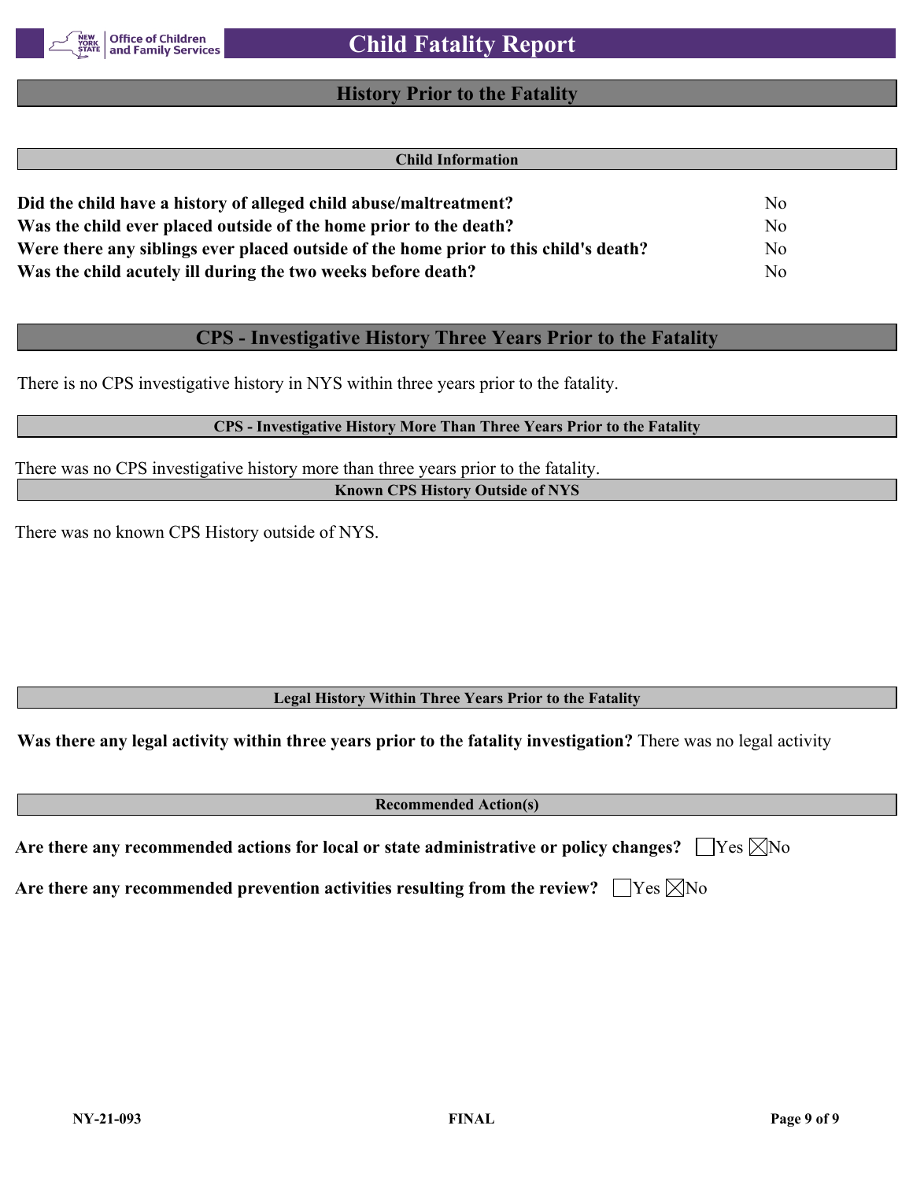## History Prior to the Fatality

### Child Information

| | |
|---|---|
| **Did the child have a history of alleged child abuse/maltreatment?** | No |
| **Was the child ever placed outside of the home prior to the death?** | No |
| **Were there any siblings ever placed outside of the home prior to this child's death?** | No |
| **Was the child acutely ill during the two weeks before death?** | No |

## CPS - Investigative History Three Years Prior to the Fatality

There is no CPS investigative history in NYS within three years prior to the fatality.

### CPS - Investigative History More Than Three Years Prior to the Fatality

There was no CPS investigative history more than three years prior to the fatality.

### Known CPS History Outside of NYS

There was no known CPS History outside of NYS.

### Legal History Within Three Years Prior to the Fatality

**Was there any legal activity within three years prior to the fatality investigation?** There was no legal activity

### Recommended Action(s)

**Are there any recommended actions for local or state administrative or policy changes?** ☐ Yes ☒ No

**Are there any recommended prevention activities resulting from the review?** ☐ Yes ☒ No

NY-21-093 FINAL